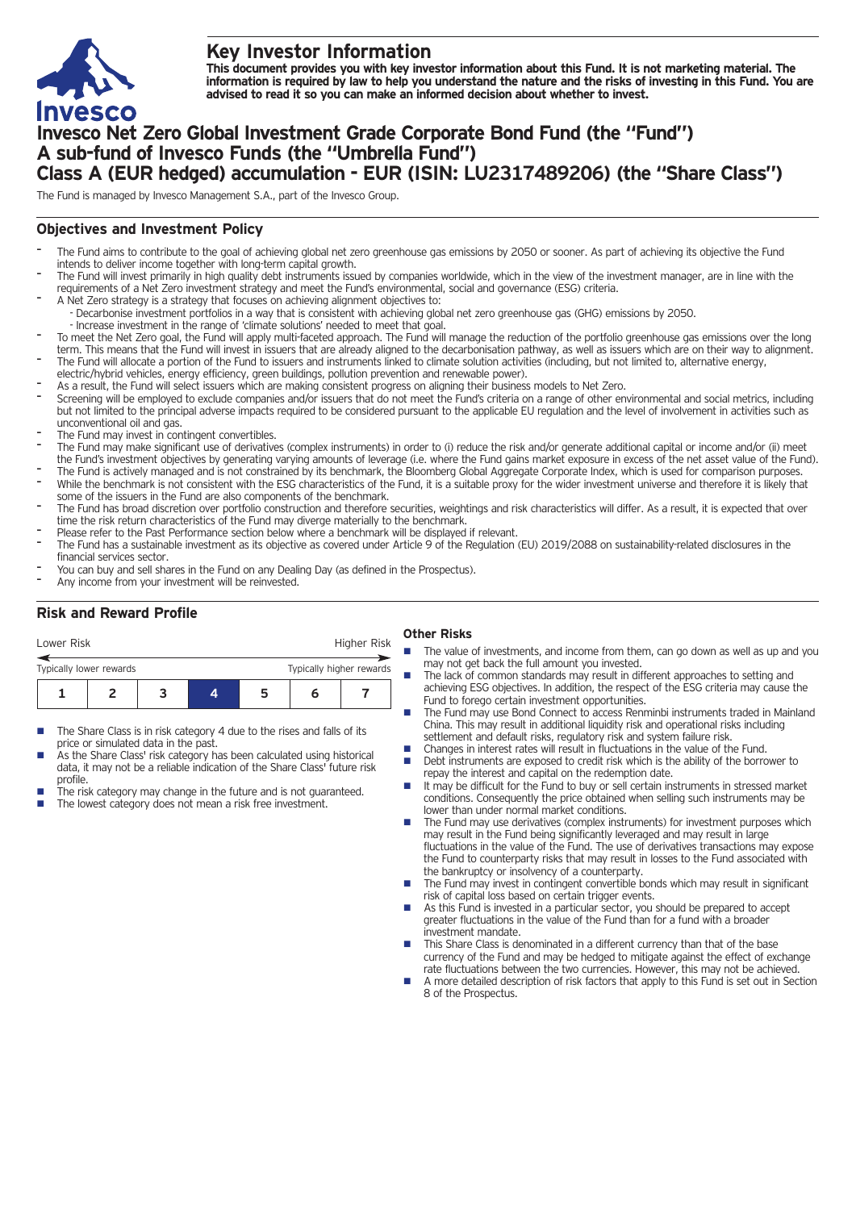# Key Investor Information

**This document provides you with key investor information about this Fund. It is not marketing material. The information is required by law to help you understand the nature and the risks of investing in this Fund. You are advised to read it so you can make an informed decision about whether to invest.**

# Invesco Net Zero Global Investment Grade Corporate Bond Fund (the "Fund")
# A sub-fund of Invesco Funds (the "Umbrella Fund")
# Class A (EUR hedged) accumulation - EUR (ISIN: LU2317489206) (the "Share Class")

The Fund is managed by Invesco Management S.A., part of the Invesco Group.

## Objectives and Investment Policy

- The Fund aims to contribute to the goal of achieving global net zero greenhouse gas emissions by 2050 or sooner. As part of achieving its objective the Fund intends to deliver income together with long-term capital growth.
- The Fund will invest primarily in high quality debt instruments issued by companies worldwide, which in the view of the investment manager, are in line with the requirements of a Net Zero investment strategy and meet the Fund's environmental, social and governance (ESG) criteria.
- A Net Zero strategy is a strategy that focuses on achieving alignment objectives to:
  - Decarbonise investment portfolios in a way that is consistent with achieving global net zero greenhouse gas (GHG) emissions by 2050.
  - Increase investment in the range of 'climate solutions' needed to meet that goal.
- To meet the Net Zero goal, the Fund will apply multi-faceted approach. The Fund will manage the reduction of the portfolio greenhouse gas emissions over the long term. This means that the Fund will invest in issuers that are already aligned to the decarbonisation pathway, as well as issuers which are on their way to alignment.
- The Fund will allocate a portion of the Fund to issuers and instruments linked to climate solution activities (including, but not limited to, alternative energy, electric/hybrid vehicles, energy efficiency, green buildings, pollution prevention and renewable power).
- As a result, the Fund will select issuers which are making consistent progress on aligning their business models to Net Zero.
- Screening will be employed to exclude companies and/or issuers that do not meet the Fund's criteria on a range of other environmental and social metrics, including but not limited to the principal adverse impacts required to be considered pursuant to the applicable EU regulation and the level of involvement in activities such as unconventional oil and gas.
- The Fund may invest in contingent convertibles.
- The Fund may make significant use of derivatives (complex instruments) in order to (i) reduce the risk and/or generate additional capital or income and/or (ii) meet the Fund's investment objectives by generating varying amounts of leverage (i.e. where the Fund gains market exposure in excess of the net asset value of the Fund).
- The Fund is actively managed and is not constrained by its benchmark, the Bloomberg Global Aggregate Corporate Index, which is used for comparison purposes.
- While the benchmark is not consistent with the ESG characteristics of the Fund, it is a suitable proxy for the wider investment universe and therefore it is likely that some of the issuers in the Fund are also components of the benchmark.
- The Fund has broad discretion over portfolio construction and therefore securities, weightings and risk characteristics will differ. As a result, it is expected that over time the risk return characteristics of the Fund may diverge materially to the benchmark.
- Please refer to the Past Performance section below where a benchmark will be displayed if relevant.
- The Fund has a sustainable investment as its objective as covered under Article 9 of the Regulation (EU) 2019/2088 on sustainability-related disclosures in the financial services sector.
- You can buy and sell shares in the Fund on any Dealing Day (as defined in the Prospectus).
- Any income from your investment will be reinvested.

## Risk and Reward Profile

| Lower Risk | | | | | | Higher Risk |
|---|---|---|---|---|---|---|
| Typically lower rewards | | | | | | Typically higher rewards |
| 1 | 2 | 3 | **4** | 5 | 6 | 7 |

- The Share Class is in risk category 4 due to the rises and falls of its price or simulated data in the past.
- As the Share Class' risk category has been calculated using historical data, it may not be a reliable indication of the Share Class' future risk profile.
- The risk category may change in the future and is not guaranteed.
- The lowest category does not mean a risk free investment.

### Other Risks

- The value of investments, and income from them, can go down as well as up and you may not get back the full amount you invested.
- The lack of common standards may result in different approaches to setting and achieving ESG objectives. In addition, the respect of the ESG criteria may cause the Fund to forego certain investment opportunities.
- The Fund may use Bond Connect to access Renminbi instruments traded in Mainland China. This may result in additional liquidity risk and operational risks including settlement and default risks, regulatory risk and system failure risk.
- Changes in interest rates will result in fluctuations in the value of the Fund.
- Debt instruments are exposed to credit risk which is the ability of the borrower to repay the interest and capital on the redemption date.
- It may be difficult for the Fund to buy or sell certain instruments in stressed market conditions. Consequently the price obtained when selling such instruments may be lower than under normal market conditions.
- The Fund may use derivatives (complex instruments) for investment purposes which may result in the Fund being significantly leveraged and may result in large fluctuations in the value of the Fund. The use of derivatives transactions may expose the Fund to counterparty risks that may result in losses to the Fund associated with the bankruptcy or insolvency of a counterparty.
- The Fund may invest in contingent convertible bonds which may result in significant risk of capital loss based on certain trigger events.
- As this Fund is invested in a particular sector, you should be prepared to accept greater fluctuations in the value of the Fund than for a fund with a broader investment mandate.
- This Share Class is denominated in a different currency than that of the base currency of the Fund and may be hedged to mitigate against the effect of exchange rate fluctuations between the two currencies. However, this may not be achieved.
- A more detailed description of risk factors that apply to this Fund is set out in Section 8 of the Prospectus.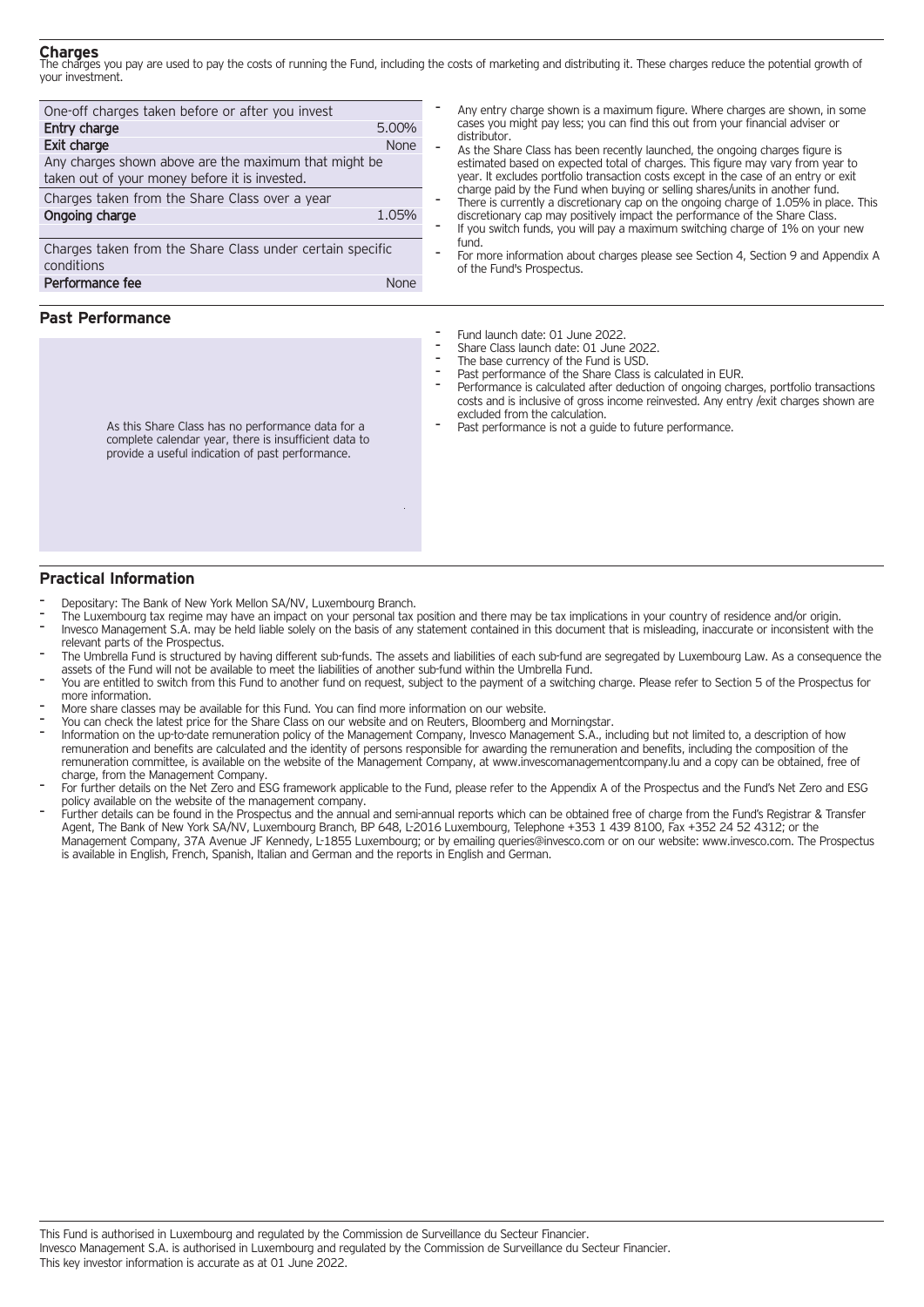## Charges

The charges you pay are used to pay the costs of running the Fund, including the costs of marketing and distributing it. These charges reduce the potential growth of your investment.

| | |
|---|---|
| One-off charges taken before or after you invest | |
| **Entry charge** | 5.00% |
| **Exit charge** | None |
| Any charges shown above are the maximum that might be taken out of your money before it is invested. | |
| Charges taken from the Share Class over a year | |
| **Ongoing charge** | 1.05% |
| Charges taken from the Share Class under certain specific conditions | |
| **Performance fee** | None |

- Any entry charge shown is a maximum figure. Where charges are shown, in some cases you might pay less; you can find this out from your financial adviser or distributor.
- As the Share Class has been recently launched, the ongoing charges figure is estimated based on expected total of charges. This figure may vary from year to year. It excludes portfolio transaction costs except in the case of an entry or exit charge paid by the Fund when buying or selling shares/units in another fund.
- There is currently a discretionary cap on the ongoing charge of 1.05% in place. This discretionary cap may positively impact the performance of the Share Class.
- If you switch funds, you will pay a maximum switching charge of 1% on your new fund.
- For more information about charges please see Section 4, Section 9 and Appendix A of the Fund's Prospectus.

## Past Performance

As this Share Class has no performance data for a complete calendar year, there is insufficient data to provide a useful indication of past performance.

- Fund launch date: 01 June 2022.
- Share Class launch date: 01 June 2022.
- The base currency of the Fund is USD.
- Past performance of the Share Class is calculated in EUR.
- Performance is calculated after deduction of ongoing charges, portfolio transactions costs and is inclusive of gross income reinvested. Any entry /exit charges shown are excluded from the calculation.
- Past performance is not a guide to future performance.

## Practical Information

- Depositary: The Bank of New York Mellon SA/NV, Luxembourg Branch.
- The Luxembourg tax regime may have an impact on your personal tax position and there may be tax implications in your country of residence and/or origin.
- Invesco Management S.A. may be held liable solely on the basis of any statement contained in this document that is misleading, inaccurate or inconsistent with the relevant parts of the Prospectus.
- The Umbrella Fund is structured by having different sub-funds. The assets and liabilities of each sub-fund are segregated by Luxembourg Law. As a consequence the assets of the Fund will not be available to meet the liabilities of another sub-fund within the Umbrella Fund.
- You are entitled to switch from this Fund to another fund on request, subject to the payment of a switching charge. Please refer to Section 5 of the Prospectus for more information.
- More share classes may be available for this Fund. You can find more information on our website.
- You can check the latest price for the Share Class on our website and on Reuters, Bloomberg and Morningstar.
- Information on the up-to-date remuneration policy of the Management Company, Invesco Management S.A., including but not limited to, a description of how remuneration and benefits are calculated and the identity of persons responsible for awarding the remuneration and benefits, including the composition of the remuneration committee, is available on the website of the Management Company, at www.invescomanagementcompany.lu and a copy can be obtained, free of charge, from the Management Company.
- For further details on the Net Zero and ESG framework applicable to the Fund, please refer to the Appendix A of the Prospectus and the Fund's Net Zero and ESG policy available on the website of the management company.
- Further details can be found in the Prospectus and the annual and semi-annual reports which can be obtained free of charge from the Fund's Registrar & Transfer Agent, The Bank of New York SA/NV, Luxembourg Branch, BP 648, L-2016 Luxembourg, Telephone +353 1 439 8100, Fax +352 24 52 4312; or the Management Company, 37A Avenue JF Kennedy, L-1855 Luxembourg; or by emailing queries@invesco.com or on our website: www.invesco.com. The Prospectus is available in English, French, Spanish, Italian and German and the reports in English and German.

This Fund is authorised in Luxembourg and regulated by the Commission de Surveillance du Secteur Financier.
Invesco Management S.A. is authorised in Luxembourg and regulated by the Commission de Surveillance du Secteur Financier.
This key investor information is accurate as at 01 June 2022.